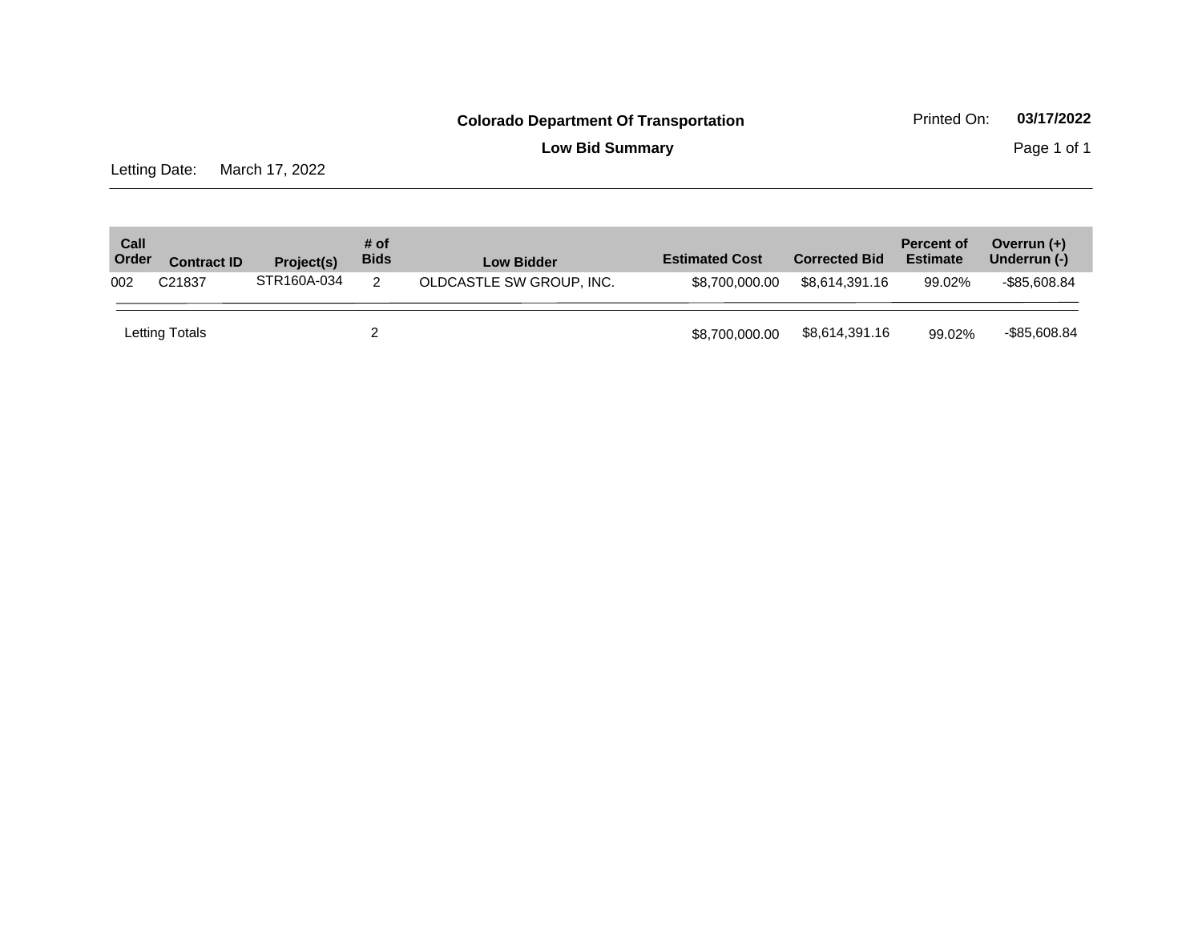**Colorado Department Of Transportation**

Printed On: **03/17/2022**

**Low Bid Summary**

Letting Date: March 17, 2022

| Call Order | Contract ID | Project(s) | # of Bids | Low Bidder | Estimated Cost | Corrected Bid | Percent of Estimate | Overrun (+) Underrun (-) |
|---|---|---|---|---|---|---|---|---|
| 002 | C21837 | STR160A-034 | 2 | OLDCASTLE SW GROUP, INC. | $8,700,000.00 | $8,614,391.16 | 99.02% | -$85,608.84 |
| Letting Totals | | | 2 | | $8,700,000.00 | $8,614,391.16 | 99.02% | -$85,608.84 |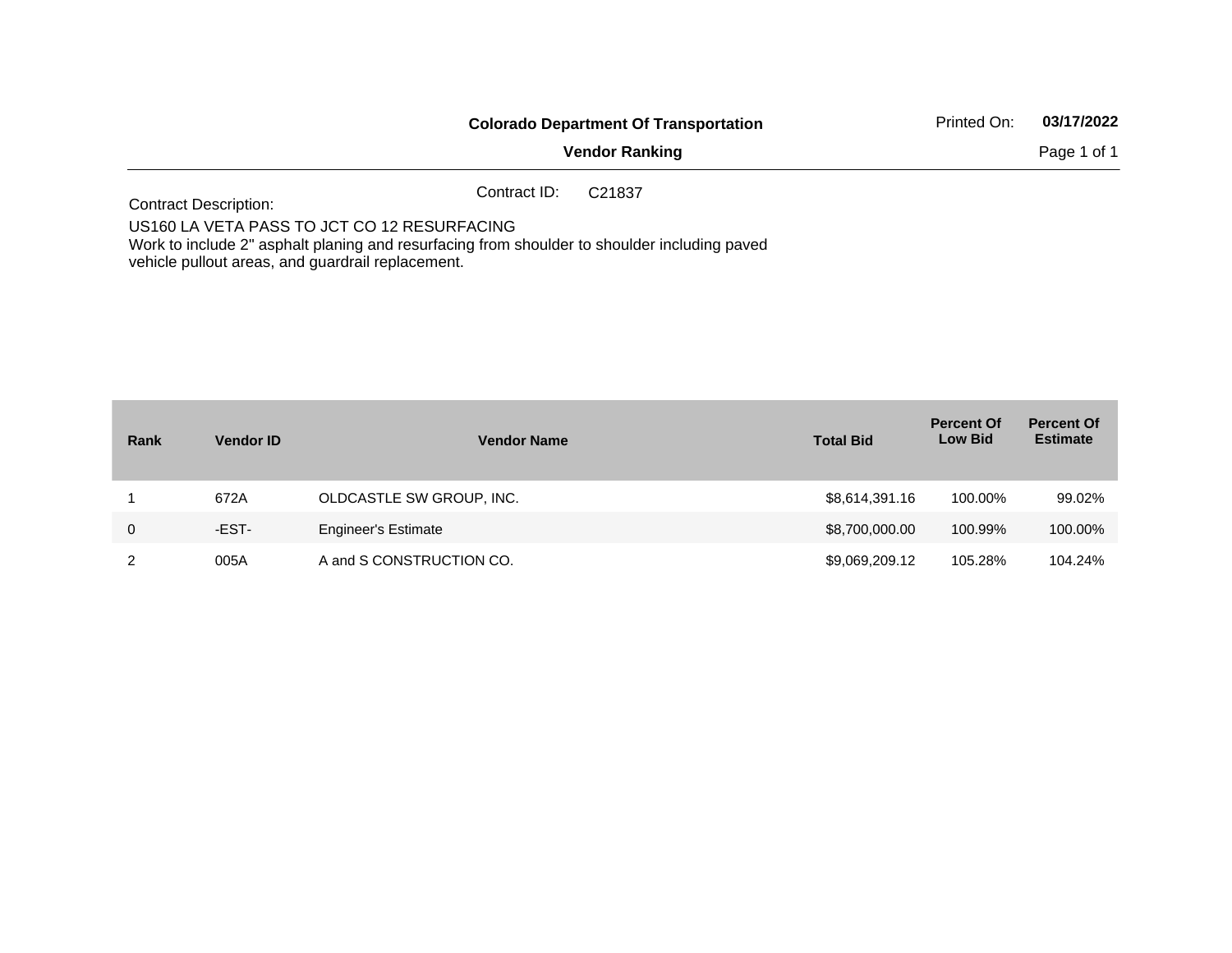**Colorado Department Of Transportation**

**Vendor Ranking**

Printed On: **03/17/2022**

Contract ID: C21837

Contract Description:

US160 LA VETA PASS TO JCT CO 12 RESURFACING
Work to include 2" asphalt planing and resurfacing from shoulder to shoulder including paved vehicle pullout areas, and guardrail replacement.

| Rank | Vendor ID | Vendor Name | Total Bid | Percent Of Low Bid | Percent Of Estimate |
|---|---|---|---|---|---|
| 1 | 672A | OLDCASTLE SW GROUP, INC. | $8,614,391.16 | 100.00% | 99.02% |
| 0 | -EST- | Engineer's Estimate | $8,700,000.00 | 100.99% | 100.00% |
| 2 | 005A | A and S CONSTRUCTION CO. | $9,069,209.12 | 105.28% | 104.24% |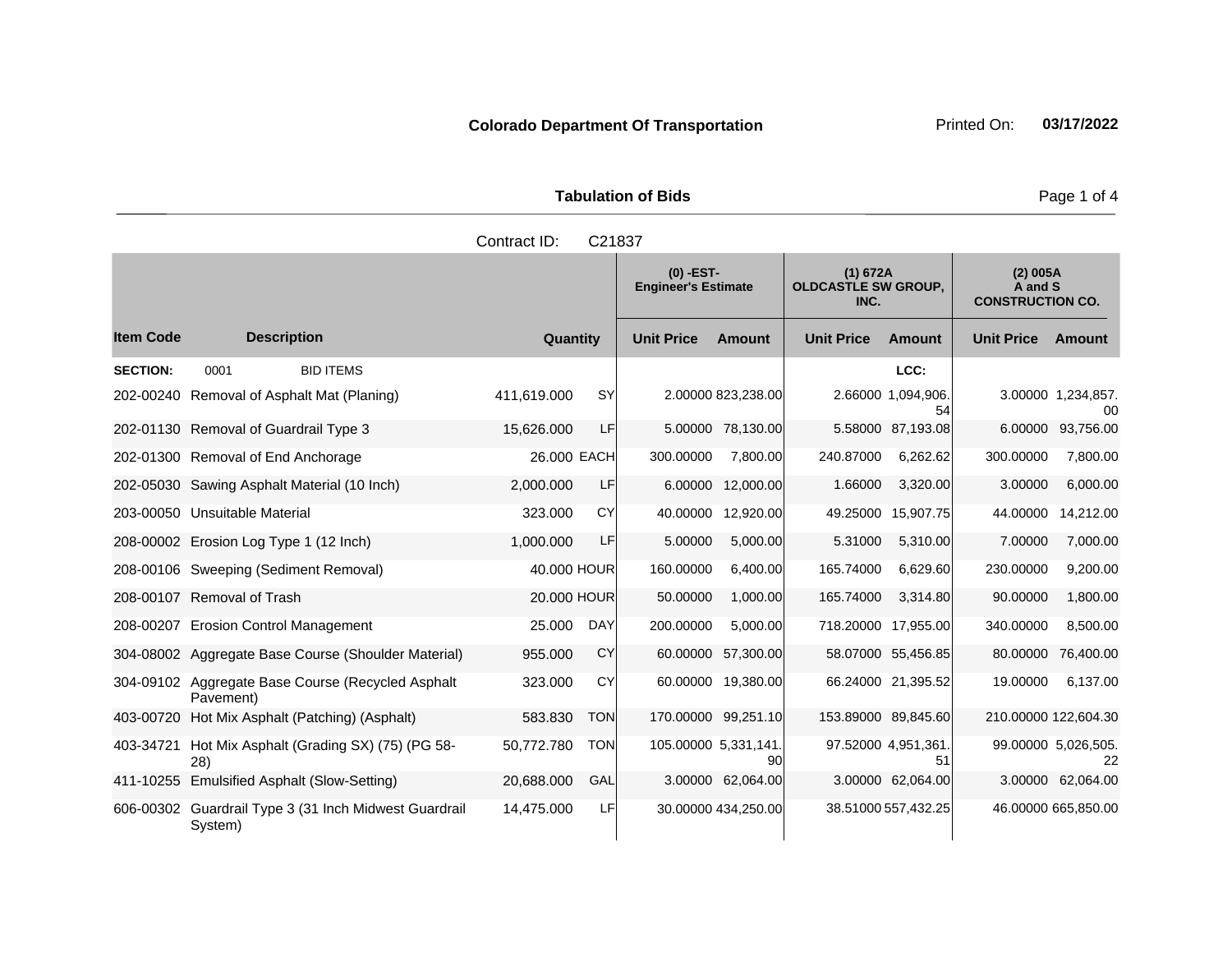**Colorado Department Of Transportation** Printed On: **03/17/2022**

**Tabulation of Bids**

Contract ID: C21837

| Item Code | Description | Quantity | | (0) -EST- Engineer's Estimate | | (1) 672A OLDCASTLE SW GROUP, INC. | | (2) 005A A and S CONSTRUCTION CO. | |
|---|---|---|---|---|---|---|---|---|---|
| | | | | Unit Price | Amount | Unit Price | Amount | Unit Price | Amount |
| **SECTION:** | 0001 BID ITEMS | | | | | LCC: | | | |
| 202-00240 | Removal of Asphalt Mat (Planing) | 411,619.000 | SY | 2.00000 | 823,238.00 | 2.66000 | 1,094,906.54 | 3.00000 | 1,234,857.00 |
| 202-01130 | Removal of Guardrail Type 3 | 15,626.000 | LF | 5.00000 | 78,130.00 | 5.58000 | 87,193.08 | 6.00000 | 93,756.00 |
| 202-01300 | Removal of End Anchorage | 26.000 | EACH | 300.00000 | 7,800.00 | 240.87000 | 6,262.62 | 300.00000 | 7,800.00 |
| 202-05030 | Sawing Asphalt Material (10 Inch) | 2,000.000 | LF | 6.00000 | 12,000.00 | 1.66000 | 3,320.00 | 3.00000 | 6,000.00 |
| 203-00050 | Unsuitable Material | 323.000 | CY | 40.00000 | 12,920.00 | 49.25000 | 15,907.75 | 44.00000 | 14,212.00 |
| 208-00002 | Erosion Log Type 1 (12 Inch) | 1,000.000 | LF | 5.00000 | 5,000.00 | 5.31000 | 5,310.00 | 7.00000 | 7,000.00 |
| 208-00106 | Sweeping (Sediment Removal) | 40.000 | HOUR | 160.00000 | 6,400.00 | 165.74000 | 6,629.60 | 230.00000 | 9,200.00 |
| 208-00107 | Removal of Trash | 20.000 | HOUR | 50.00000 | 1,000.00 | 165.74000 | 3,314.80 | 90.00000 | 1,800.00 |
| 208-00207 | Erosion Control Management | 25.000 | DAY | 200.00000 | 5,000.00 | 718.20000 | 17,955.00 | 340.00000 | 8,500.00 |
| 304-08002 | Aggregate Base Course (Shoulder Material) | 955.000 | CY | 60.00000 | 57,300.00 | 58.07000 | 55,456.85 | 80.00000 | 76,400.00 |
| 304-09102 | Aggregate Base Course (Recycled Asphalt Pavement) | 323.000 | CY | 60.00000 | 19,380.00 | 66.24000 | 21,395.52 | 19.00000 | 6,137.00 |
| 403-00720 | Hot Mix Asphalt (Patching) (Asphalt) | 583.830 | TON | 170.00000 | 99,251.10 | 153.89000 | 89,845.60 | 210.00000 | 122,604.30 |
| 403-34721 | Hot Mix Asphalt (Grading SX) (75) (PG 58-28) | 50,772.780 | TON | 105.00000 | 5,331,141.90 | 97.52000 | 4,951,361.51 | 99.00000 | 5,026,505.22 |
| 411-10255 | Emulsified Asphalt (Slow-Setting) | 20,688.000 | GAL | 3.00000 | 62,064.00 | 3.00000 | 62,064.00 | 3.00000 | 62,064.00 |
| 606-00302 | Guardrail Type 3 (31 Inch Midwest Guardrail System) | 14,475.000 | LF | 30.00000 | 434,250.00 | 38.51000 | 557,432.25 | 46.00000 | 665,850.00 |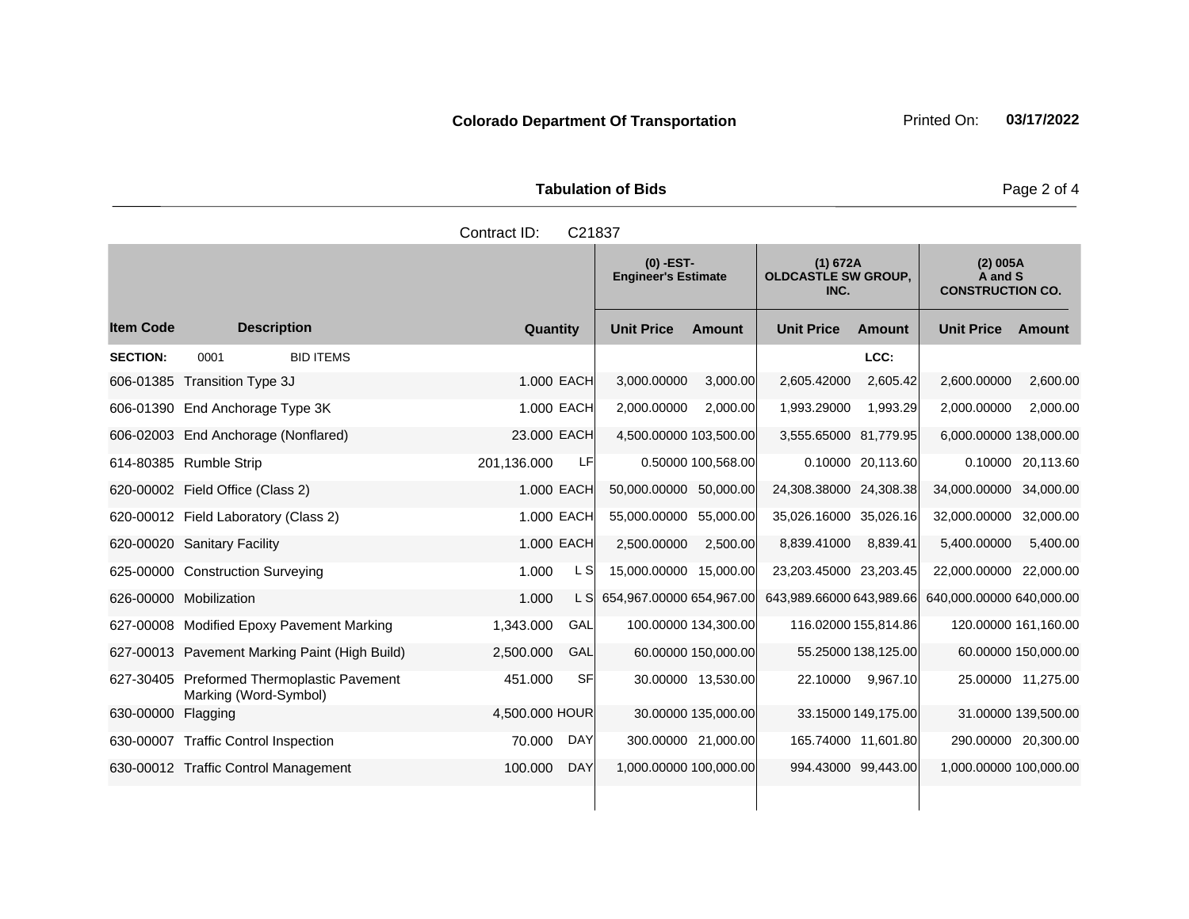**Colorado Department Of Transportation** Printed On: **03/17/2022**

**Tabulation of Bids**

Contract ID: C21837

| Item Code | Description | Quantity | | (0) -EST- Engineer's Estimate | | (1) 672A OLDCASTLE SW GROUP, INC. | | (2) 005A A and S CONSTRUCTION CO. | |
|---|---|---|---|---|---|---|---|---|---|
| | | | | Unit Price | Amount | Unit Price | Amount | Unit Price | Amount |
| **SECTION:** | 0001 BID ITEMS | | | | | | **LCC:** | | |
| 606-01385 | Transition Type 3J | 1.000 | EACH | 3,000.00000 | 3,000.00 | 2,605.42000 | 2,605.42 | 2,600.00000 | 2,600.00 |
| 606-01390 | End Anchorage Type 3K | 1.000 | EACH | 2,000.00000 | 2,000.00 | 1,993.29000 | 1,993.29 | 2,000.00000 | 2,000.00 |
| 606-02003 | End Anchorage (Nonflared) | 23.000 | EACH | 4,500.00000 | 103,500.00 | 3,555.65000 | 81,779.95 | 6,000.00000 | 138,000.00 |
| 614-80385 | Rumble Strip | 201,136.000 | LF | 0.50000 | 100,568.00 | 0.10000 | 20,113.60 | 0.10000 | 20,113.60 |
| 620-00002 | Field Office (Class 2) | 1.000 | EACH | 50,000.00000 | 50,000.00 | 24,308.38000 | 24,308.38 | 34,000.00000 | 34,000.00 |
| 620-00012 | Field Laboratory (Class 2) | 1.000 | EACH | 55,000.00000 | 55,000.00 | 35,026.16000 | 35,026.16 | 32,000.00000 | 32,000.00 |
| 620-00020 | Sanitary Facility | 1.000 | EACH | 2,500.00000 | 2,500.00 | 8,839.41000 | 8,839.41 | 5,400.00000 | 5,400.00 |
| 625-00000 | Construction Surveying | 1.000 | L S | 15,000.00000 | 15,000.00 | 23,203.45000 | 23,203.45 | 22,000.00000 | 22,000.00 |
| 626-00000 | Mobilization | 1.000 | L S | 654,967.00000 | 654,967.00 | 643,989.66000 | 643,989.66 | 640,000.00000 | 640,000.00 |
| 627-00008 | Modified Epoxy Pavement Marking | 1,343.000 | GAL | 100.00000 | 134,300.00 | 116.02000 | 155,814.86 | 120.00000 | 161,160.00 |
| 627-00013 | Pavement Marking Paint (High Build) | 2,500.000 | GAL | 60.00000 | 150,000.00 | 55.25000 | 138,125.00 | 60.00000 | 150,000.00 |
| 627-30405 | Preformed Thermoplastic Pavement Marking (Word-Symbol) | 451.000 | SF | 30.00000 | 13,530.00 | 22.10000 | 9,967.10 | 25.00000 | 11,275.00 |
| 630-00000 | Flagging | 4,500.000 | HOUR | 30.00000 | 135,000.00 | 33.15000 | 149,175.00 | 31.00000 | 139,500.00 |
| 630-00007 | Traffic Control Inspection | 70.000 | DAY | 300.00000 | 21,000.00 | 165.74000 | 11,601.80 | 290.00000 | 20,300.00 |
| 630-00012 | Traffic Control Management | 100.000 | DAY | 1,000.00000 | 100,000.00 | 994.43000 | 99,443.00 | 1,000.00000 | 100,000.00 |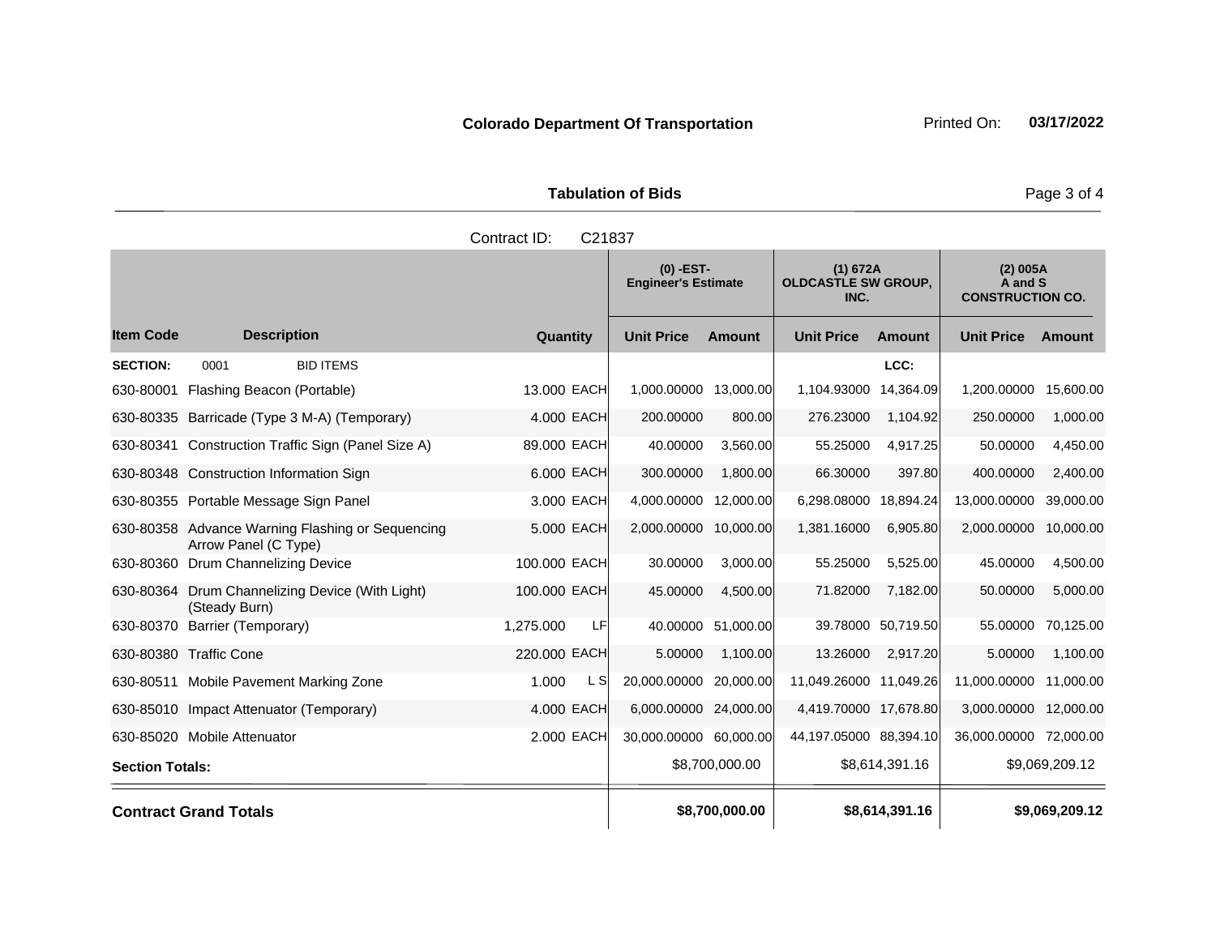**Colorado Department Of Transportation** Printed On: **03/17/2022**

**Tabulation of Bids**

Contract ID: C21837

| Item Code | Description | Quantity | | (0) -EST- Engineer's Estimate Unit Price | Amount | (1) 672A OLDCASTLE SW GROUP, INC. Unit Price | Amount | (2) 005A A and S CONSTRUCTION CO. Unit Price | Amount |
|---|---|---|---|---|---|---|---|---|---|
| **SECTION:** | 0001 BID ITEMS | | | | | | LCC: | | |
| 630-80001 | Flashing Beacon (Portable) | 13.000 | EACH | 1,000.00000 | 13,000.00 | 1,104.93000 | 14,364.09 | 1,200.00000 | 15,600.00 |
| 630-80335 | Barricade (Type 3 M-A) (Temporary) | 4.000 | EACH | 200.00000 | 800.00 | 276.23000 | 1,104.92 | 250.00000 | 1,000.00 |
| 630-80341 | Construction Traffic Sign (Panel Size A) | 89.000 | EACH | 40.00000 | 3,560.00 | 55.25000 | 4,917.25 | 50.00000 | 4,450.00 |
| 630-80348 | Construction Information Sign | 6.000 | EACH | 300.00000 | 1,800.00 | 66.30000 | 397.80 | 400.00000 | 2,400.00 |
| 630-80355 | Portable Message Sign Panel | 3.000 | EACH | 4,000.00000 | 12,000.00 | 6,298.08000 | 18,894.24 | 13,000.00000 | 39,000.00 |
| 630-80358 | Advance Warning Flashing or Sequencing Arrow Panel (C Type) | 5.000 | EACH | 2,000.00000 | 10,000.00 | 1,381.16000 | 6,905.80 | 2,000.00000 | 10,000.00 |
| 630-80360 | Drum Channelizing Device | 100.000 | EACH | 30.00000 | 3,000.00 | 55.25000 | 5,525.00 | 45.00000 | 4,500.00 |
| 630-80364 | Drum Channelizing Device (With Light) (Steady Burn) | 100.000 | EACH | 45.00000 | 4,500.00 | 71.82000 | 7,182.00 | 50.00000 | 5,000.00 |
| 630-80370 | Barrier (Temporary) | 1,275.000 | LF | 40.00000 | 51,000.00 | 39.78000 | 50,719.50 | 55.00000 | 70,125.00 |
| 630-80380 | Traffic Cone | 220.000 | EACH | 5.00000 | 1,100.00 | 13.26000 | 2,917.20 | 5.00000 | 1,100.00 |
| 630-80511 | Mobile Pavement Marking Zone | 1.000 | L S | 20,000.00000 | 20,000.00 | 11,049.26000 | 11,049.26 | 11,000.00000 | 11,000.00 |
| 630-85010 | Impact Attenuator (Temporary) | 4.000 | EACH | 6,000.00000 | 24,000.00 | 4,419.70000 | 17,678.80 | 3,000.00000 | 12,000.00 |
| 630-85020 | Mobile Attenuator | 2.000 | EACH | 30,000.00000 | 60,000.00 | 44,197.05000 | 88,394.10 | 36,000.00000 | 72,000.00 |
| **Section Totals:** | | | | | $8,700,000.00 | | $8,614,391.16 | | $9,069,209.12 |
| **Contract Grand Totals** | | | | | **$8,700,000.00** | | **$8,614,391.16** | | **$9,069,209.12** |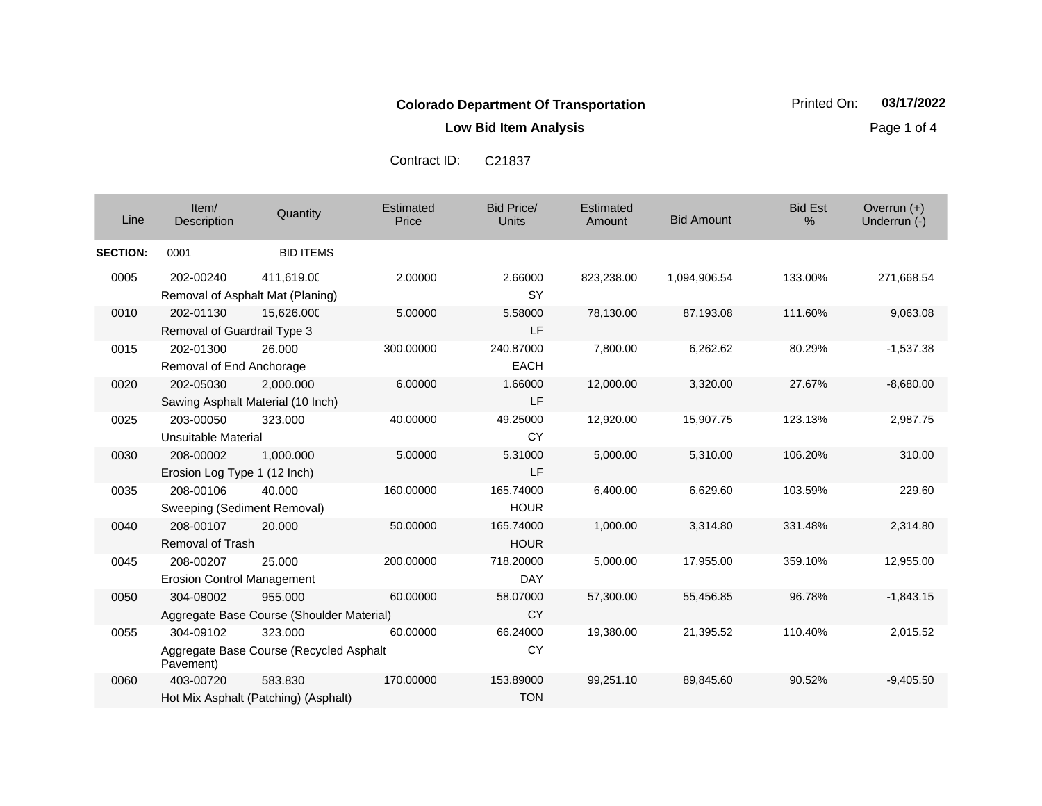**Colorado Department Of Transportation**

Printed On: **03/17/2022**

**Low Bid Item Analysis**

Contract ID: C21837

| Line | Item/ Description | Quantity | Estimated Price | Bid Price/ Units | Estimated Amount | Bid Amount | Bid Est % | Overrun (+) Underrun (-) |
|---|---|---|---|---|---|---|---|---|
| **SECTION:** | 0001 | BID ITEMS | | | | | | |
| 0005 | 202-00240 Removal of Asphalt Mat (Planing) | 411,619.00 | 2.00000 | 2.66000 SY | 823,238.00 | 1,094,906.54 | 133.00% | 271,668.54 |
| 0010 | 202-01130 Removal of Guardrail Type 3 | 15,626.000 | 5.00000 | 5.58000 LF | 78,130.00 | 87,193.08 | 111.60% | 9,063.08 |
| 0015 | 202-01300 Removal of End Anchorage | 26.000 | 300.00000 | 240.87000 EACH | 7,800.00 | 6,262.62 | 80.29% | -1,537.38 |
| 0020 | 202-05030 Sawing Asphalt Material (10 Inch) | 2,000.000 | 6.00000 | 1.66000 LF | 12,000.00 | 3,320.00 | 27.67% | -8,680.00 |
| 0025 | 203-00050 Unsuitable Material | 323.000 | 40.00000 | 49.25000 CY | 12,920.00 | 15,907.75 | 123.13% | 2,987.75 |
| 0030 | 208-00002 Erosion Log Type 1 (12 Inch) | 1,000.000 | 5.00000 | 5.31000 LF | 5,000.00 | 5,310.00 | 106.20% | 310.00 |
| 0035 | 208-00106 Sweeping (Sediment Removal) | 40.000 | 160.00000 | 165.74000 HOUR | 6,400.00 | 6,629.60 | 103.59% | 229.60 |
| 0040 | 208-00107 Removal of Trash | 20.000 | 50.00000 | 165.74000 HOUR | 1,000.00 | 3,314.80 | 331.48% | 2,314.80 |
| 0045 | 208-00207 Erosion Control Management | 25.000 | 200.00000 | 718.20000 DAY | 5,000.00 | 17,955.00 | 359.10% | 12,955.00 |
| 0050 | 304-08002 Aggregate Base Course (Shoulder Material) | 955.000 | 60.00000 | 58.07000 CY | 57,300.00 | 55,456.85 | 96.78% | -1,843.15 |
| 0055 | 304-09102 Aggregate Base Course (Recycled Asphalt Pavement) | 323.000 | 60.00000 | 66.24000 CY | 19,380.00 | 21,395.52 | 110.40% | 2,015.52 |
| 0060 | 403-00720 Hot Mix Asphalt (Patching) (Asphalt) | 583.830 | 170.00000 | 153.89000 TON | 99,251.10 | 89,845.60 | 90.52% | -9,405.50 |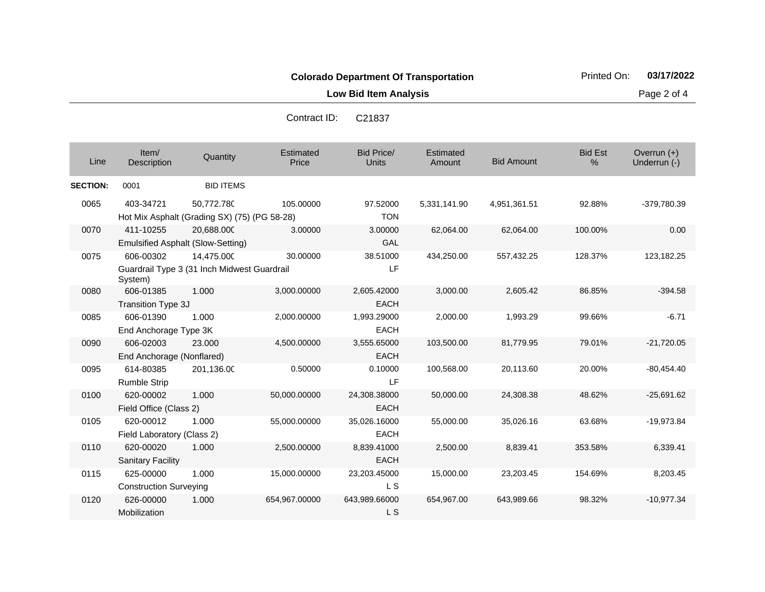**Colorado Department Of Transportation**

Printed On: **03/17/2022**

**Low Bid Item Analysis**

Contract ID: C21837

| Line | Item/ Description | Quantity | Estimated Price | Bid Price/ Units | Estimated Amount | Bid Amount | Bid Est % | Overrun (+) Underrun (-) |
|---|---|---|---|---|---|---|---|---|
| **SECTION:** | 0001 | BID ITEMS | | | | | | |
| 0065 | 403-34721 Hot Mix Asphalt (Grading SX) (75) (PG 58-28) | 50,772.780 | 105.00000 | 97.52000 TON | 5,331,141.90 | 4,951,361.51 | 92.88% | -379,780.39 |
| 0070 | 411-10255 Emulsified Asphalt (Slow-Setting) | 20,688.000 | 3.00000 | 3.00000 GAL | 62,064.00 | 62,064.00 | 100.00% | 0.00 |
| 0075 | 606-00302 Guardrail Type 3 (31 Inch Midwest Guardrail System) | 14,475.000 | 30.00000 | 38.51000 LF | 434,250.00 | 557,432.25 | 128.37% | 123,182.25 |
| 0080 | 606-01385 Transition Type 3J | 1.000 | 3,000.00000 | 2,605.42000 EACH | 3,000.00 | 2,605.42 | 86.85% | -394.58 |
| 0085 | 606-01390 End Anchorage Type 3K | 1.000 | 2,000.00000 | 1,993.29000 EACH | 2,000.00 | 1,993.29 | 99.66% | -6.71 |
| 0090 | 606-02003 End Anchorage (Nonflared) | 23.000 | 4,500.00000 | 3,555.65000 EACH | 103,500.00 | 81,779.95 | 79.01% | -21,720.05 |
| 0095 | 614-80385 Rumble Strip | 201,136.000 | 0.50000 | 0.10000 LF | 100,568.00 | 20,113.60 | 20.00% | -80,454.40 |
| 0100 | 620-00002 Field Office (Class 2) | 1.000 | 50,000.00000 | 24,308.38000 EACH | 50,000.00 | 24,308.38 | 48.62% | -25,691.62 |
| 0105 | 620-00012 Field Laboratory (Class 2) | 1.000 | 55,000.00000 | 35,026.16000 EACH | 55,000.00 | 35,026.16 | 63.68% | -19,973.84 |
| 0110 | 620-00020 Sanitary Facility | 1.000 | 2,500.00000 | 8,839.41000 EACH | 2,500.00 | 8,839.41 | 353.58% | 6,339.41 |
| 0115 | 625-00000 Construction Surveying | 1.000 | 15,000.00000 | 23,203.45000 L S | 15,000.00 | 23,203.45 | 154.69% | 8,203.45 |
| 0120 | 626-00000 Mobilization | 1.000 | 654,967.00000 | 643,989.66000 L S | 654,967.00 | 643,989.66 | 98.32% | -10,977.34 |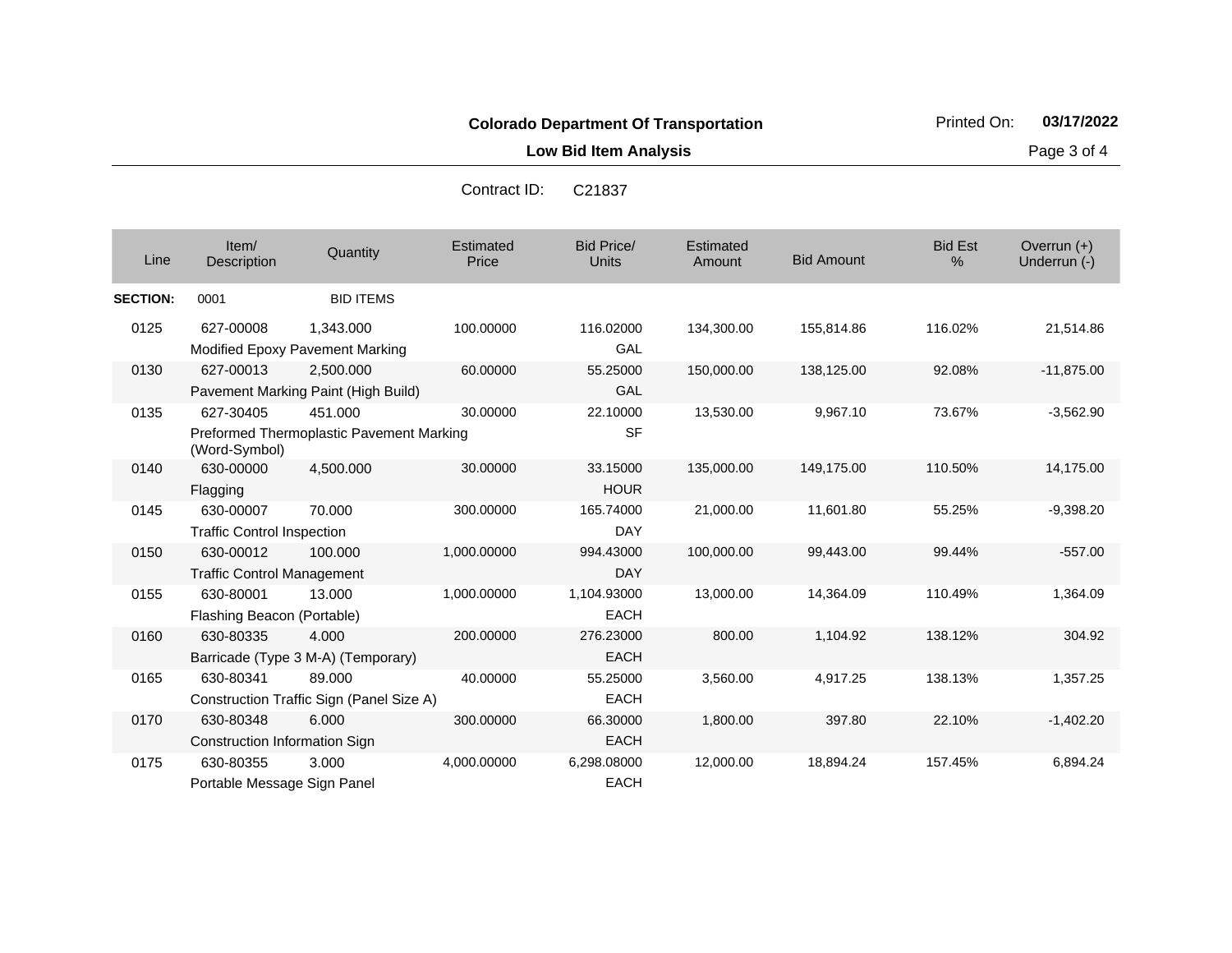**Colorado Department Of Transportation**

Printed On: **03/17/2022**

**Low Bid Item Analysis**

Contract ID: C21837

| Line | Item/ Description | Quantity | Estimated Price | Bid Price/ Units | Estimated Amount | Bid Amount | Bid Est % | Overrun (+) Underrun (-) |
|---|---|---|---|---|---|---|---|---|
| **SECTION:** | 0001 | BID ITEMS | | | | | | |
| 0125 | 627-00008 Modified Epoxy Pavement Marking | 1,343.000 | 100.00000 | 116.02000 GAL | 134,300.00 | 155,814.86 | 116.02% | 21,514.86 |
| 0130 | 627-00013 Pavement Marking Paint (High Build) | 2,500.000 | 60.00000 | 55.25000 GAL | 150,000.00 | 138,125.00 | 92.08% | -11,875.00 |
| 0135 | 627-30405 Preformed Thermoplastic Pavement Marking (Word-Symbol) | 451.000 | 30.00000 | 22.10000 SF | 13,530.00 | 9,967.10 | 73.67% | -3,562.90 |
| 0140 | 630-00000 Flagging | 4,500.000 | 30.00000 | 33.15000 HOUR | 135,000.00 | 149,175.00 | 110.50% | 14,175.00 |
| 0145 | 630-00007 Traffic Control Inspection | 70.000 | 300.00000 | 165.74000 DAY | 21,000.00 | 11,601.80 | 55.25% | -9,398.20 |
| 0150 | 630-00012 Traffic Control Management | 100.000 | 1,000.00000 | 994.43000 DAY | 100,000.00 | 99,443.00 | 99.44% | -557.00 |
| 0155 | 630-80001 Flashing Beacon (Portable) | 13.000 | 1,000.00000 | 1,104.93000 EACH | 13,000.00 | 14,364.09 | 110.49% | 1,364.09 |
| 0160 | 630-80335 Barricade (Type 3 M-A) (Temporary) | 4.000 | 200.00000 | 276.23000 EACH | 800.00 | 1,104.92 | 138.12% | 304.92 |
| 0165 | 630-80341 Construction Traffic Sign (Panel Size A) | 89.000 | 40.00000 | 55.25000 EACH | 3,560.00 | 4,917.25 | 138.13% | 1,357.25 |
| 0170 | 630-80348 Construction Information Sign | 6.000 | 300.00000 | 66.30000 EACH | 1,800.00 | 397.80 | 22.10% | -1,402.20 |
| 0175 | 630-80355 Portable Message Sign Panel | 3.000 | 4,000.00000 | 6,298.08000 EACH | 12,000.00 | 18,894.24 | 157.45% | 6,894.24 |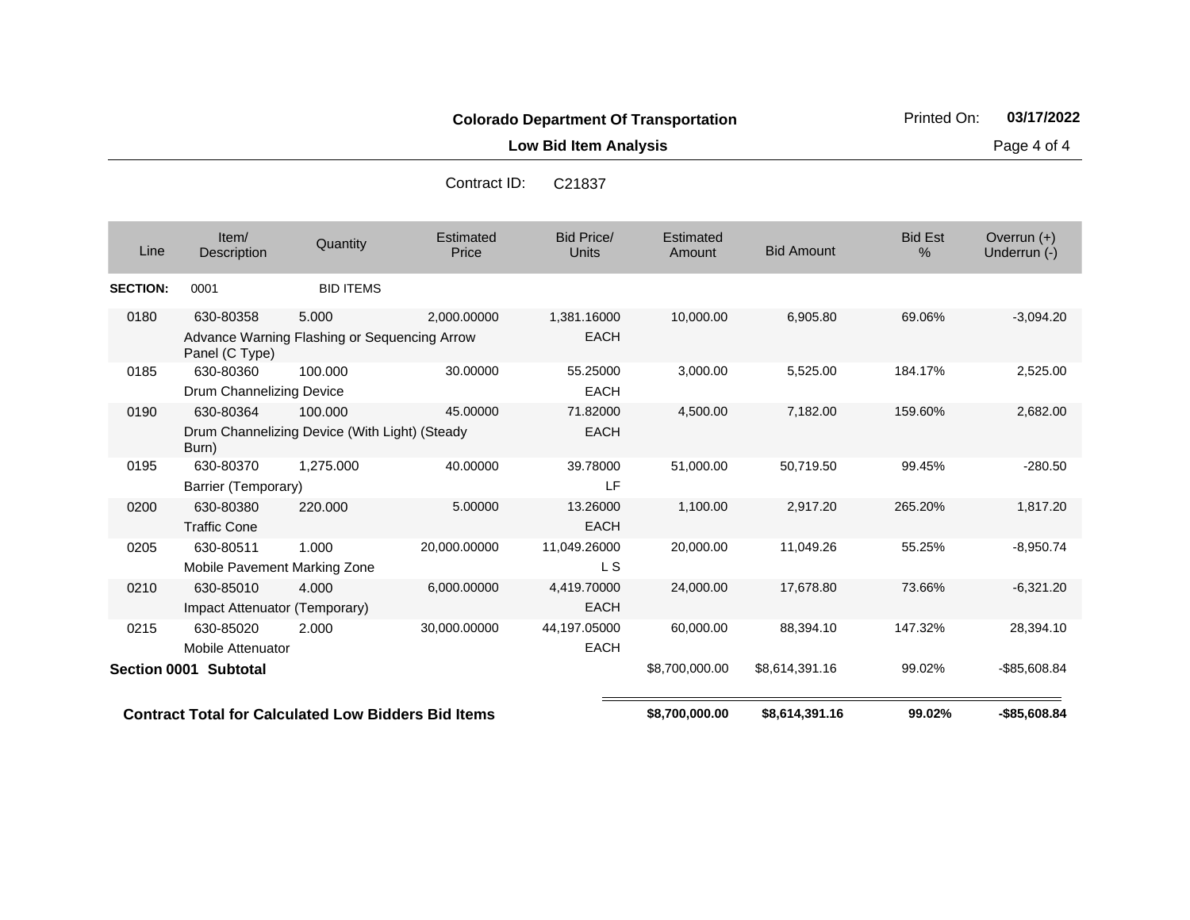**Colorado Department Of Transportation**

**Low Bid Item Analysis**

Printed On: **03/17/2022**

Contract ID: C21837

| Line | Item/ Description | Quantity | Estimated Price | Bid Price/ Units | Estimated Amount | Bid Amount | Bid Est % | Overrun (+) Underrun (-) |
|---|---|---|---|---|---|---|---|---|
| **SECTION:** | 0001 | BID ITEMS | | | | | | |
| 0180 | 630-80358 Advance Warning Flashing or Sequencing Arrow Panel (C Type) | 5.000 | 2,000.00000 | 1,381.16000 EACH | 10,000.00 | 6,905.80 | 69.06% | -3,094.20 |
| 0185 | 630-80360 Drum Channelizing Device | 100.000 | 30.00000 | 55.25000 EACH | 3,000.00 | 5,525.00 | 184.17% | 2,525.00 |
| 0190 | 630-80364 Drum Channelizing Device (With Light) (Steady Burn) | 100.000 | 45.00000 | 71.82000 EACH | 4,500.00 | 7,182.00 | 159.60% | 2,682.00 |
| 0195 | 630-80370 Barrier (Temporary) | 1,275.000 | 40.00000 | 39.78000 LF | 51,000.00 | 50,719.50 | 99.45% | -280.50 |
| 0200 | 630-80380 Traffic Cone | 220.000 | 5.00000 | 13.26000 EACH | 1,100.00 | 2,917.20 | 265.20% | 1,817.20 |
| 0205 | 630-80511 Mobile Pavement Marking Zone | 1.000 | 20,000.00000 | 11,049.26000 L S | 20,000.00 | 11,049.26 | 55.25% | -8,950.74 |
| 0210 | 630-85010 Impact Attenuator (Temporary) | 4.000 | 6,000.00000 | 4,419.70000 EACH | 24,000.00 | 17,678.80 | 73.66% | -6,321.20 |
| 0215 | 630-85020 Mobile Attenuator | 2.000 | 30,000.00000 | 44,197.05000 EACH | 60,000.00 | 88,394.10 | 147.32% | 28,394.10 |
| **Section 0001 Subtotal** | | | | | $8,700,000.00 | $8,614,391.16 | 99.02% | -$85,608.84 |
| **Contract Total for Calculated Low Bidders Bid Items** | | | | | **$8,700,000.00** | **$8,614,391.16** | **99.02%** | **-$85,608.84** |